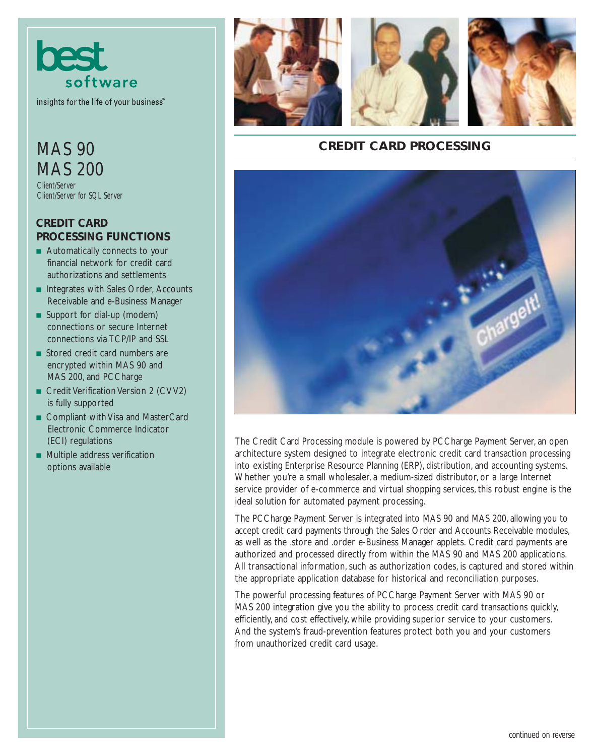best software

insights for the life of your business™

# MAS 90
# MAS 200

*Client/Server*
*Client/Server for SQL Server*

## CREDIT CARD PROCESSING FUNCTIONS

- Automatically connects to your financial network for credit card authorizations and settlements
- Integrates with Sales Order, Accounts Receivable and e-Business Manager
- Support for dial-up (modem) connections or secure Internet connections via TCP/IP and SSL
- Stored credit card numbers are encrypted within MAS 90 and MAS 200, and PCCharge
- Credit Verification Version 2 (CVV2) is fully supported
- Compliant with Visa and MasterCard Electronic Commerce Indicator (ECI) regulations
- Multiple address verification options available

## CREDIT CARD PROCESSING

The Credit Card Processing module is powered by PCCharge Payment Server, an open architecture system designed to integrate electronic credit card transaction processing into existing Enterprise Resource Planning (ERP), distribution, and accounting systems. Whether you're a small wholesaler, a medium-sized distributor, or a large Internet service provider of e-commerce and virtual shopping services, this robust engine is the ideal solution for automated payment processing.

The PCCharge Payment Server is integrated into MAS 90 and MAS 200, allowing you to accept credit card payments through the Sales Order and Accounts Receivable modules, as well as the .store and .order e-Business Manager applets. Credit card payments are authorized and processed directly from within the MAS 90 and MAS 200 applications. All transactional information, such as authorization codes, is captured and stored within the appropriate application database for historical and reconciliation purposes.

The powerful processing features of PCCharge Payment Server with MAS 90 or MAS 200 integration give you the ability to process credit card transactions quickly, efficiently, and cost effectively, while providing superior service to your customers. And the system's fraud-prevention features protect both you and your customers from unauthorized credit card usage.

continued on reverse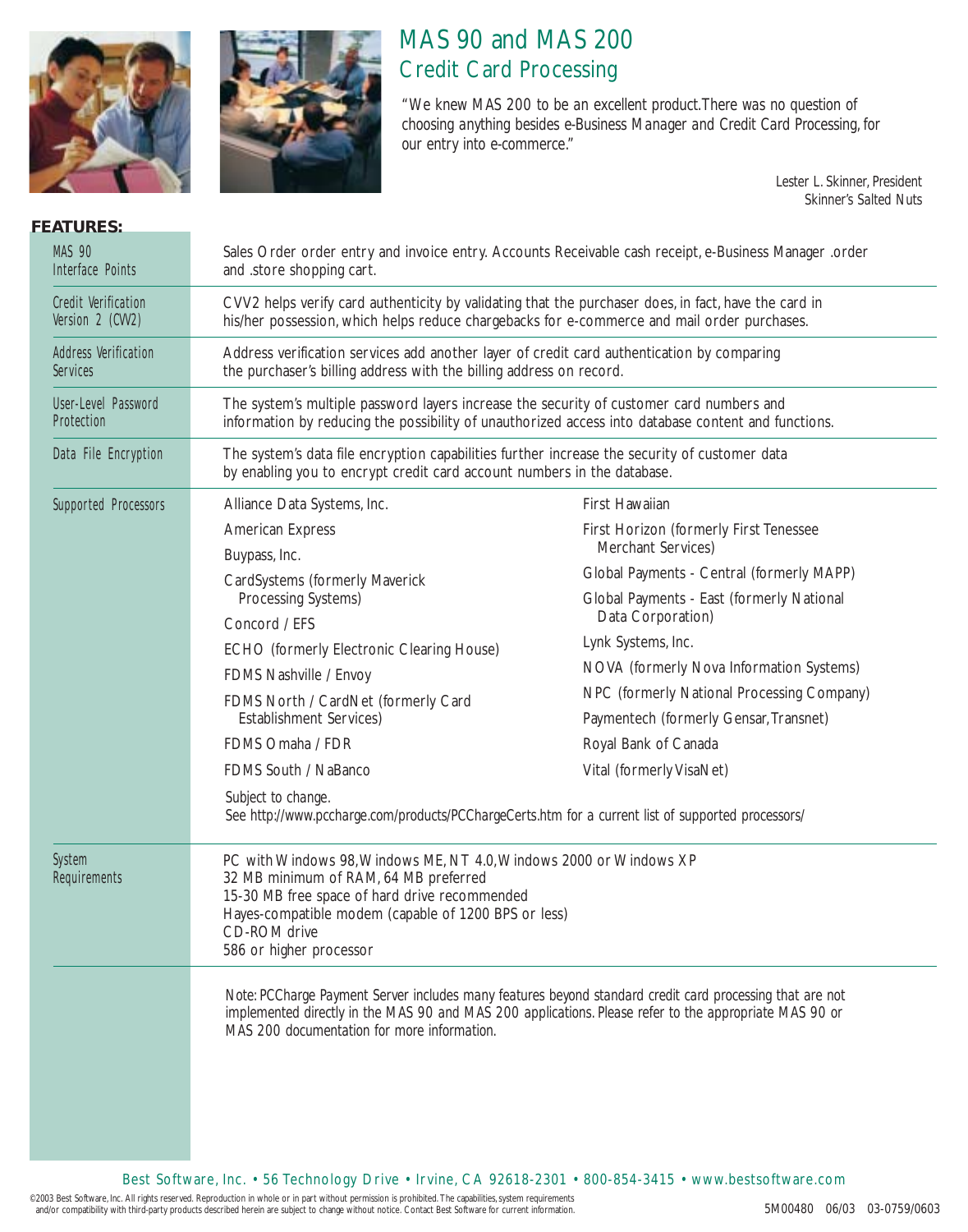# MAS 90 and MAS 200
## Credit Card Processing

*"We knew MAS 200 to be an excellent product. There was no question of choosing anything besides e-Business Manager and Credit Card Processing, for our entry into e-commerce."*

*Lester L. Skinner, President*
*Skinner's Salted Nuts*

**FEATURES:**

| | |
|---|---|
| MAS 90 Interface Points | Sales Order order entry and invoice entry. Accounts Receivable cash receipt, e-Business Manager .order and .store shopping cart. |
| Credit Verification Version 2 (CVV2) | CVV2 helps verify card authenticity by validating that the purchaser does, in fact, have the card in his/her possession, which helps reduce chargebacks for e-commerce and mail order purchases. |
| Address Verification Services | Address verification services add another layer of credit card authentication by comparing the purchaser's billing address with the billing address on record. |
| User-Level Password Protection | The system's multiple password layers increase the security of customer card numbers and information by reducing the possibility of unauthorized access into database content and functions. |
| Data File Encryption | The system's data file encryption capabilities further increase the security of customer data by enabling you to encrypt credit card account numbers in the database. |
| Supported Processors | Alliance Data Systems, Inc.<br>American Express<br>Buypass, Inc.<br>CardSystems (formerly Maverick Processing Systems)<br>Concord / EFS<br>ECHO (formerly Electronic Clearing House)<br>FDMS Nashville / Envoy<br>FDMS North / CardNet (formerly Card Establishment Services)<br>FDMS Omaha / FDR<br>FDMS South / NaBanco<br>First Hawaiian<br>First Horizon (formerly First Tenessee Merchant Services)<br>Global Payments - Central (formerly MAPP)<br>Global Payments - East (formerly National Data Corporation)<br>Lynk Systems, Inc.<br>NOVA (formerly Nova Information Systems)<br>NPC (formerly National Processing Company)<br>Paymentech (formerly Gensar, Transnet)<br>Royal Bank of Canada<br>Vital (formerly VisaNet)<br><br>*Subject to change.*<br>*See http://www.pccharge.com/products/PCChargeCerts.htm for a current list of supported processors/* |
| System Requirements | PC with Windows 98, Windows ME, NT 4.0, Windows 2000 or Windows XP<br>32 MB minimum of RAM, 64 MB preferred<br>15-30 MB free space of hard drive recommended<br>Hayes-compatible modem (capable of 1200 BPS or less)<br>CD-ROM drive<br>586 or higher processor |

*Note: PCCharge Payment Server includes many features beyond standard credit card processing that are not implemented directly in the MAS 90 and MAS 200 applications. Please refer to the appropriate MAS 90 or MAS 200 documentation for more information.*

Best Software, Inc. • 56 Technology Drive • Irvine, CA 92618-2301 • 800-854-3415 • www.bestsoftware.com

©2003 Best Software, Inc. All rights reserved. Reproduction in whole or in part without permission is prohibited. The capabilities, system requirements and/or compatibility with third-party products described herein are subject to change without notice. Contact Best Software for current information.

5M00480 06/03 03-0759/0603